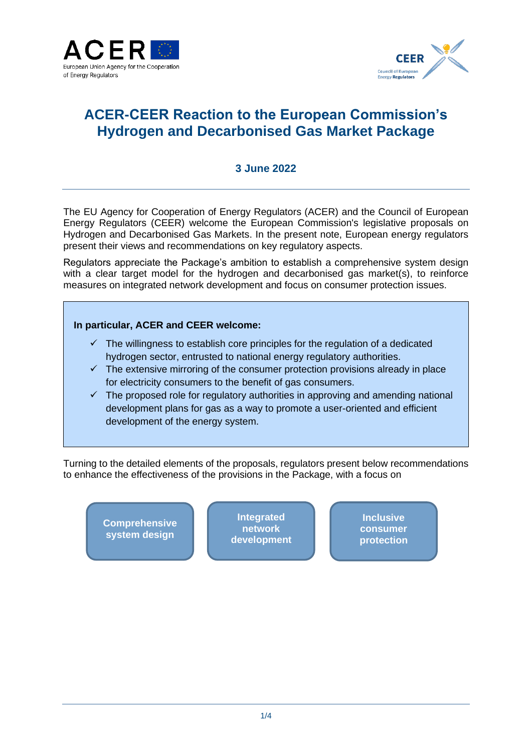# ACER-CEER Reaction to the European Commission's Hydrogen and Decarbonised Gas Market Package

**3 June 2022**

The EU Agency for Cooperation of Energy Regulators (ACER) and the Council of European Energy Regulators (CEER) welcome the European Commission's legislative proposals on Hydrogen and Decarbonised Gas Markets. In the present note, European energy regulators present their views and recommendations on key regulatory aspects.

Regulators appreciate the Package's ambition to establish a comprehensive system design with a clear target model for the hydrogen and decarbonised gas market(s), to reinforce measures on integrated network development and focus on consumer protection issues.

**In particular, ACER and CEER welcome:**

- ✓ The willingness to establish core principles for the regulation of a dedicated hydrogen sector, entrusted to national energy regulatory authorities.
- ✓ The extensive mirroring of the consumer protection provisions already in place for electricity consumers to the benefit of gas consumers.
- ✓ The proposed role for regulatory authorities in approving and amending national development plans for gas as a way to promote a user-oriented and efficient development of the energy system.

Turning to the detailed elements of the proposals, regulators present below recommendations to enhance the effectiveness of the provisions in the Package, with a focus on

- **Comprehensive system design**
- **Integrated network development**
- **Inclusive consumer protection**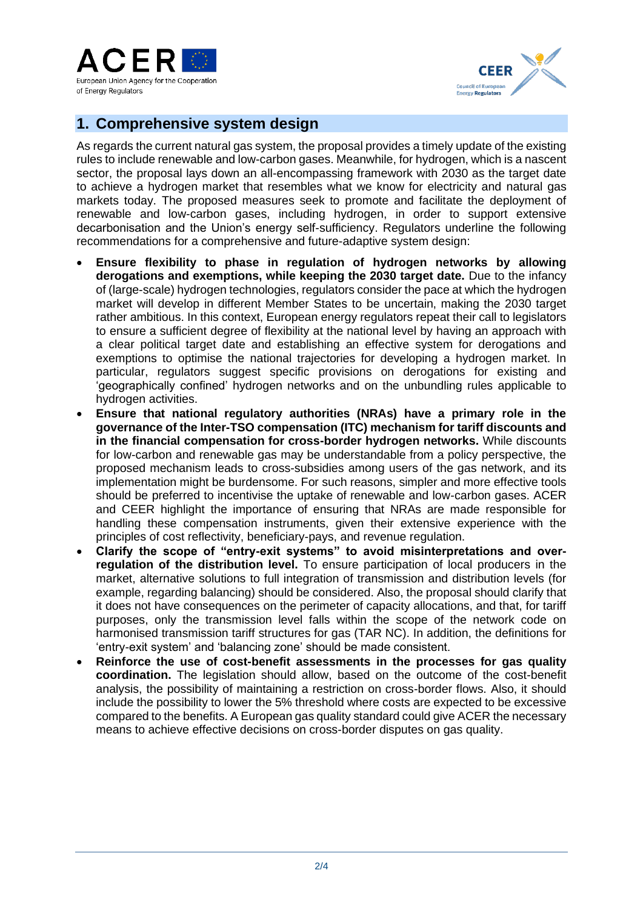## 1. Comprehensive system design

As regards the current natural gas system, the proposal provides a timely update of the existing rules to include renewable and low-carbon gases. Meanwhile, for hydrogen, which is a nascent sector, the proposal lays down an all-encompassing framework with 2030 as the target date to achieve a hydrogen market that resembles what we know for electricity and natural gas markets today. The proposed measures seek to promote and facilitate the deployment of renewable and low-carbon gases, including hydrogen, in order to support extensive decarbonisation and the Union's energy self-sufficiency. Regulators underline the following recommendations for a comprehensive and future-adaptive system design:

- **Ensure flexibility to phase in regulation of hydrogen networks by allowing derogations and exemptions, while keeping the 2030 target date.** Due to the infancy of (large-scale) hydrogen technologies, regulators consider the pace at which the hydrogen market will develop in different Member States to be uncertain, making the 2030 target rather ambitious. In this context, European energy regulators repeat their call to legislators to ensure a sufficient degree of flexibility at the national level by having an approach with a clear political target date and establishing an effective system for derogations and exemptions to optimise the national trajectories for developing a hydrogen market. In particular, regulators suggest specific provisions on derogations for existing and 'geographically confined' hydrogen networks and on the unbundling rules applicable to hydrogen activities.
- **Ensure that national regulatory authorities (NRAs) have a primary role in the governance of the Inter-TSO compensation (ITC) mechanism for tariff discounts and in the financial compensation for cross-border hydrogen networks.** While discounts for low-carbon and renewable gas may be understandable from a policy perspective, the proposed mechanism leads to cross-subsidies among users of the gas network, and its implementation might be burdensome. For such reasons, simpler and more effective tools should be preferred to incentivise the uptake of renewable and low-carbon gases. ACER and CEER highlight the importance of ensuring that NRAs are made responsible for handling these compensation instruments, given their extensive experience with the principles of cost reflectivity, beneficiary-pays, and revenue regulation.
- **Clarify the scope of "entry-exit systems" to avoid misinterpretations and over-regulation of the distribution level.** To ensure participation of local producers in the market, alternative solutions to full integration of transmission and distribution levels (for example, regarding balancing) should be considered. Also, the proposal should clarify that it does not have consequences on the perimeter of capacity allocations, and that, for tariff purposes, only the transmission level falls within the scope of the network code on harmonised transmission tariff structures for gas (TAR NC). In addition, the definitions for 'entry-exit system' and 'balancing zone' should be made consistent.
- **Reinforce the use of cost-benefit assessments in the processes for gas quality coordination.** The legislation should allow, based on the outcome of the cost-benefit analysis, the possibility of maintaining a restriction on cross-border flows. Also, it should include the possibility to lower the 5% threshold where costs are expected to be excessive compared to the benefits. A European gas quality standard could give ACER the necessary means to achieve effective decisions on cross-border disputes on gas quality.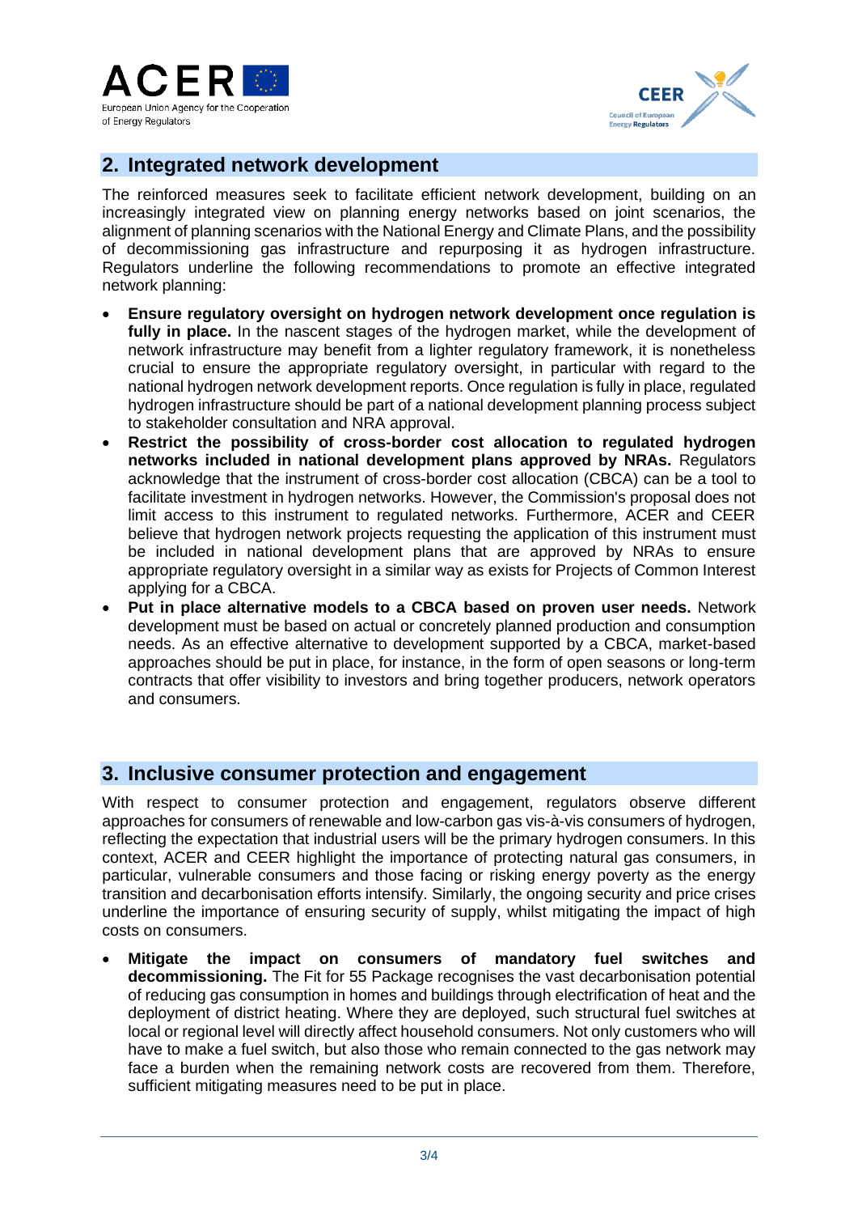## 2. Integrated network development

The reinforced measures seek to facilitate efficient network development, building on an increasingly integrated view on planning energy networks based on joint scenarios, the alignment of planning scenarios with the National Energy and Climate Plans, and the possibility of decommissioning gas infrastructure and repurposing it as hydrogen infrastructure. Regulators underline the following recommendations to promote an effective integrated network planning:

- **Ensure regulatory oversight on hydrogen network development once regulation is fully in place.** In the nascent stages of the hydrogen market, while the development of network infrastructure may benefit from a lighter regulatory framework, it is nonetheless crucial to ensure the appropriate regulatory oversight, in particular with regard to the national hydrogen network development reports. Once regulation is fully in place, regulated hydrogen infrastructure should be part of a national development planning process subject to stakeholder consultation and NRA approval.
- **Restrict the possibility of cross-border cost allocation to regulated hydrogen networks included in national development plans approved by NRAs.** Regulators acknowledge that the instrument of cross-border cost allocation (CBCA) can be a tool to facilitate investment in hydrogen networks. However, the Commission's proposal does not limit access to this instrument to regulated networks. Furthermore, ACER and CEER believe that hydrogen network projects requesting the application of this instrument must be included in national development plans that are approved by NRAs to ensure appropriate regulatory oversight in a similar way as exists for Projects of Common Interest applying for a CBCA.
- **Put in place alternative models to a CBCA based on proven user needs.** Network development must be based on actual or concretely planned production and consumption needs. As an effective alternative to development supported by a CBCA, market-based approaches should be put in place, for instance, in the form of open seasons or long-term contracts that offer visibility to investors and bring together producers, network operators and consumers.

## 3. Inclusive consumer protection and engagement

With respect to consumer protection and engagement, regulators observe different approaches for consumers of renewable and low-carbon gas vis-à-vis consumers of hydrogen, reflecting the expectation that industrial users will be the primary hydrogen consumers. In this context, ACER and CEER highlight the importance of protecting natural gas consumers, in particular, vulnerable consumers and those facing or risking energy poverty as the energy transition and decarbonisation efforts intensify. Similarly, the ongoing security and price crises underline the importance of ensuring security of supply, whilst mitigating the impact of high costs on consumers.

- **Mitigate the impact on consumers of mandatory fuel switches and decommissioning.** The Fit for 55 Package recognises the vast decarbonisation potential of reducing gas consumption in homes and buildings through electrification of heat and the deployment of district heating. Where they are deployed, such structural fuel switches at local or regional level will directly affect household consumers. Not only customers who will have to make a fuel switch, but also those who remain connected to the gas network may face a burden when the remaining network costs are recovered from them. Therefore, sufficient mitigating measures need to be put in place.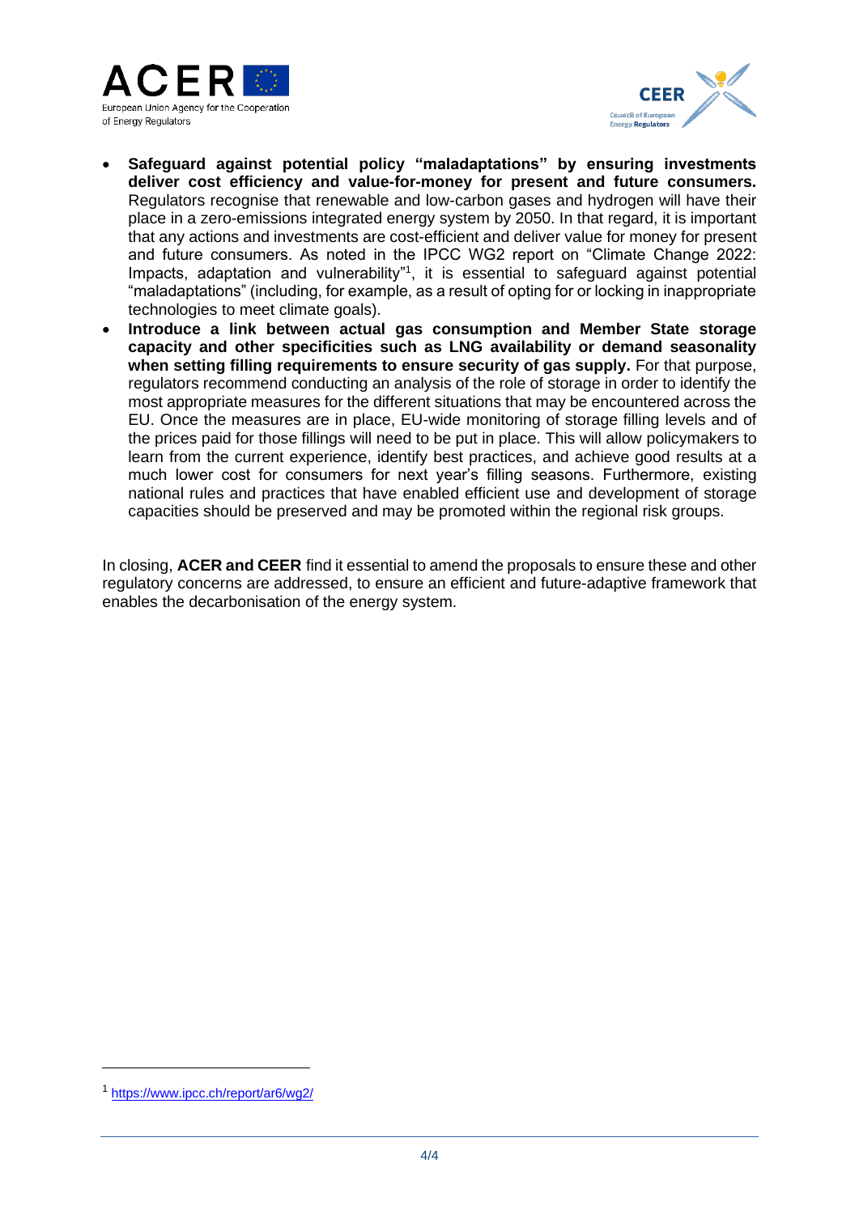- **Safeguard against potential policy "maladaptations" by ensuring investments deliver cost efficiency and value-for-money for present and future consumers.** Regulators recognise that renewable and low-carbon gases and hydrogen will have their place in a zero-emissions integrated energy system by 2050. In that regard, it is important that any actions and investments are cost-efficient and deliver value for money for present and future consumers. As noted in the IPCC WG2 report on "Climate Change 2022: Impacts, adaptation and vulnerability"[1], it is essential to safeguard against potential "maladaptations" (including, for example, as a result of opting for or locking in inappropriate technologies to meet climate goals).
- **Introduce a link between actual gas consumption and Member State storage capacity and other specificities such as LNG availability or demand seasonality when setting filling requirements to ensure security of gas supply.** For that purpose, regulators recommend conducting an analysis of the role of storage in order to identify the most appropriate measures for the different situations that may be encountered across the EU. Once the measures are in place, EU-wide monitoring of storage filling levels and of the prices paid for those fillings will need to be put in place. This will allow policymakers to learn from the current experience, identify best practices, and achieve good results at a much lower cost for consumers for next year's filling seasons. Furthermore, existing national rules and practices that have enabled efficient use and development of storage capacities should be preserved and may be promoted within the regional risk groups.

In closing, **ACER and CEER** find it essential to amend the proposals to ensure these and other regulatory concerns are addressed, to ensure an efficient and future-adaptive framework that enables the decarbonisation of the energy system.

[1] https://www.ipcc.ch/report/ar6/wg2/